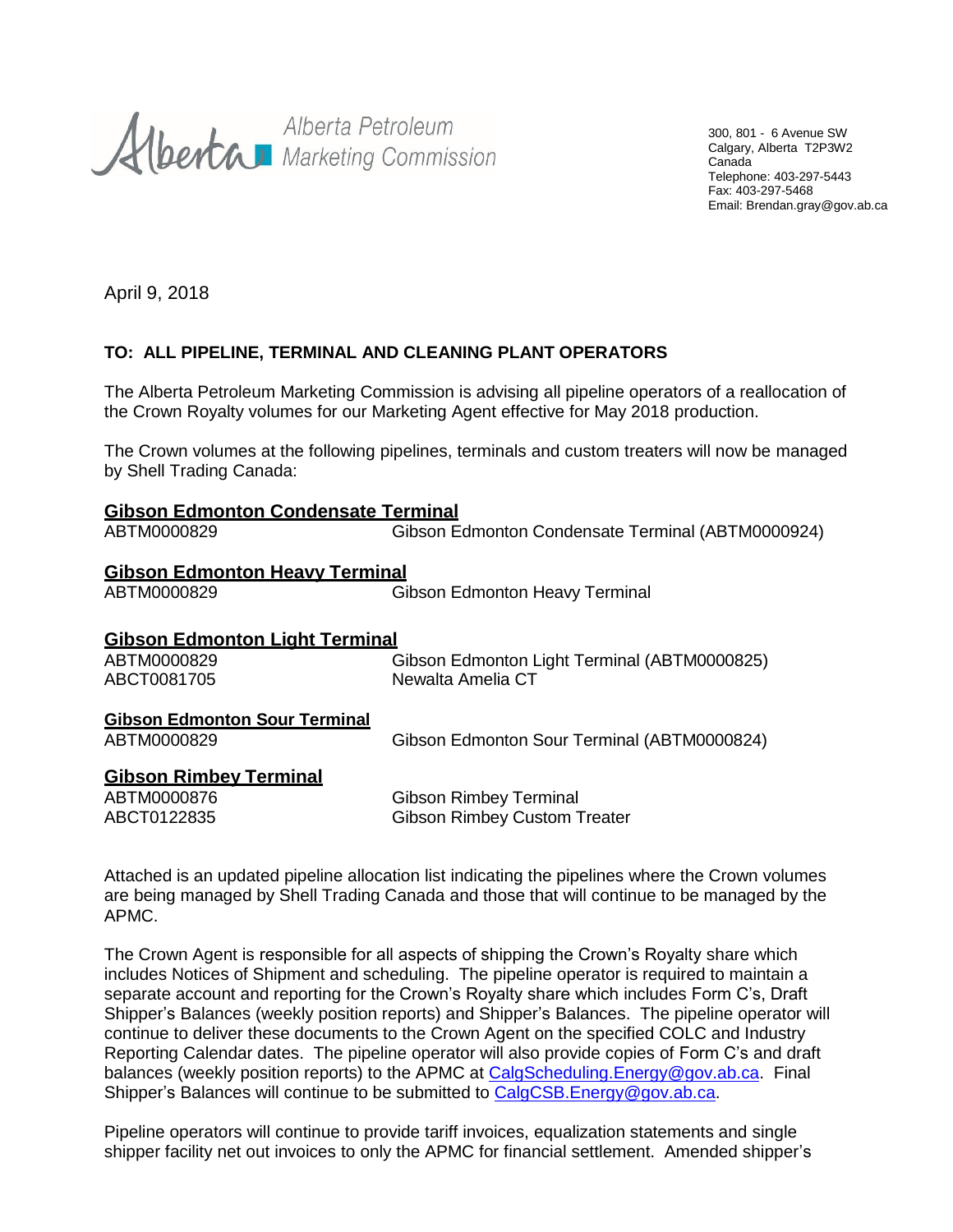Alberta Petroleum Marketing Commission

300, 801 - 6 Avenue SW
Calgary, Alberta T2P3W2
Canada
Telephone: 403-297-5443
Fax: 403-297-5468
Email: Brendan.gray@gov.ab.ca

April 9, 2018

**TO: ALL PIPELINE, TERMINAL AND CLEANING PLANT OPERATORS**

The Alberta Petroleum Marketing Commission is advising all pipeline operators of a reallocation of the Crown Royalty volumes for our Marketing Agent effective for May 2018 production.

The Crown volumes at the following pipelines, terminals and custom treaters will now be managed by Shell Trading Canada:

**Gibson Edmonton Condensate Terminal**

| | |
|---|---|
| ABTM0000829 | Gibson Edmonton Condensate Terminal (ABTM0000924) |

**Gibson Edmonton Heavy Terminal**

| | |
|---|---|
| ABTM0000829 | Gibson Edmonton Heavy Terminal |

**Gibson Edmonton Light Terminal**

| | |
|---|---|
| ABTM0000829 | Gibson Edmonton Light Terminal (ABTM0000825) |
| ABCT0081705 | Newalta Amelia CT |

**Gibson Edmonton Sour Terminal**

| | |
|---|---|
| ABTM0000829 | Gibson Edmonton Sour Terminal (ABTM0000824) |

**Gibson Rimbey Terminal**

| | |
|---|---|
| ABTM0000876 | Gibson Rimbey Terminal |
| ABCT0122835 | Gibson Rimbey Custom Treater |

Attached is an updated pipeline allocation list indicating the pipelines where the Crown volumes are being managed by Shell Trading Canada and those that will continue to be managed by the APMC.

The Crown Agent is responsible for all aspects of shipping the Crown's Royalty share which includes Notices of Shipment and scheduling. The pipeline operator is required to maintain a separate account and reporting for the Crown's Royalty share which includes Form C's, Draft Shipper's Balances (weekly position reports) and Shipper's Balances. The pipeline operator will continue to deliver these documents to the Crown Agent on the specified COLC and Industry Reporting Calendar dates. The pipeline operator will also provide copies of Form C's and draft balances (weekly position reports) to the APMC at CalgScheduling.Energy@gov.ab.ca. Final Shipper's Balances will continue to be submitted to CalgCSB.Energy@gov.ab.ca.

Pipeline operators will continue to provide tariff invoices, equalization statements and single shipper facility net out invoices to only the APMC for financial settlement. Amended shipper's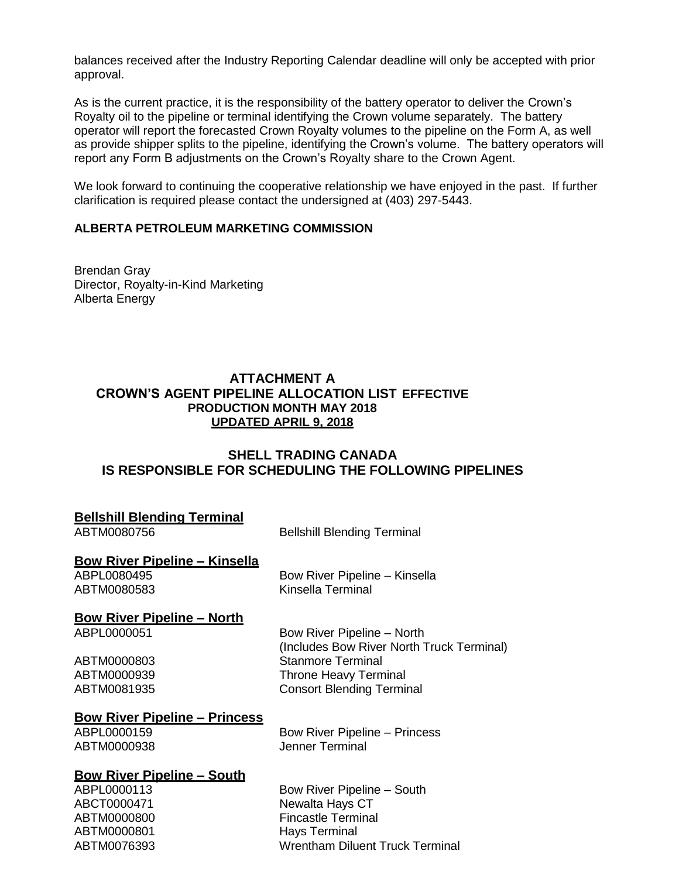balances received after the Industry Reporting Calendar deadline will only be accepted with prior approval.

As is the current practice, it is the responsibility of the battery operator to deliver the Crown's Royalty oil to the pipeline or terminal identifying the Crown volume separately. The battery operator will report the forecasted Crown Royalty volumes to the pipeline on the Form A, as well as provide shipper splits to the pipeline, identifying the Crown's volume. The battery operators will report any Form B adjustments on the Crown's Royalty share to the Crown Agent.

We look forward to continuing the cooperative relationship we have enjoyed in the past. If further clarification is required please contact the undersigned at (403) 297-5443.

**ALBERTA PETROLEUM MARKETING COMMISSION**

Brendan Gray
Director, Royalty-in-Kind Marketing
Alberta Energy

## ATTACHMENT A
## CROWN'S AGENT PIPELINE ALLOCATION LIST EFFECTIVE PRODUCTION MONTH MAY 2018
**UPDATED APRIL 9, 2018**

## SHELL TRADING CANADA IS RESPONSIBLE FOR SCHEDULING THE FOLLOWING PIPELINES

**Bellshill Blending Terminal**

ABTM0080756 Bellshill Blending Terminal

**Bow River Pipeline – Kinsella**

ABPL0080495 Bow River Pipeline – Kinsella
ABTM0080583 Kinsella Terminal

**Bow River Pipeline – North**

ABPL0000051 Bow River Pipeline – North (Includes Bow River North Truck Terminal)
ABTM0000803 Stanmore Terminal
ABTM0000939 Throne Heavy Terminal
ABTM0081935 Consort Blending Terminal

**Bow River Pipeline – Princess**

ABPL0000159 Bow River Pipeline – Princess
ABTM0000938 Jenner Terminal

**Bow River Pipeline – South**

ABPL0000113 Bow River Pipeline – South
ABCT0000471 Newalta Hays CT
ABTM0000800 Fincastle Terminal
ABTM0000801 Hays Terminal
ABTM0076393 Wrentham Diluent Truck Terminal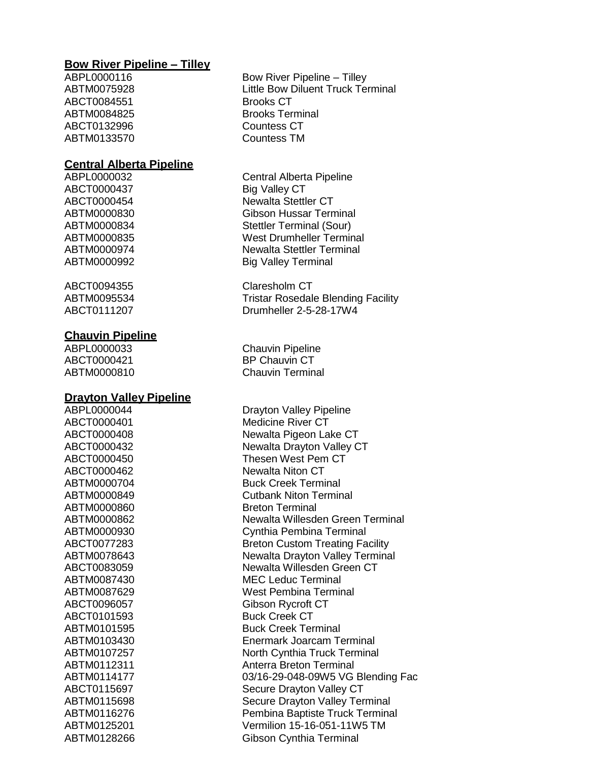**Bow River Pipeline – Tilley**

| | |
|---|---|
| ABPL0000116 | Bow River Pipeline – Tilley |
| ABTM0075928 | Little Bow Diluent Truck Terminal |
| ABCT0084551 | Brooks CT |
| ABTM0084825 | Brooks Terminal |
| ABCT0132996 | Countess CT |
| ABTM0133570 | Countess TM |

**Central Alberta Pipeline**

| | |
|---|---|
| ABPL0000032 | Central Alberta Pipeline |
| ABCT0000437 | Big Valley CT |
| ABCT0000454 | Newalta Stettler CT |
| ABTM0000830 | Gibson Hussar Terminal |
| ABTM0000834 | Stettler Terminal (Sour) |
| ABTM0000835 | West Drumheller Terminal |
| ABTM0000974 | Newalta Stettler Terminal |
| ABTM0000992 | Big Valley Terminal |
| | |
| ABCT0094355 | Claresholm CT |
| ABTM0095534 | Tristar Rosedale Blending Facility |
| ABCT0111207 | Drumheller 2-5-28-17W4 |

**Chauvin Pipeline**

| | |
|---|---|
| ABPL0000033 | Chauvin Pipeline |
| ABCT0000421 | BP Chauvin CT |
| ABTM0000810 | Chauvin Terminal |

**Drayton Valley Pipeline**

| | |
|---|---|
| ABPL0000044 | Drayton Valley Pipeline |
| ABCT0000401 | Medicine River CT |
| ABCT0000408 | Newalta Pigeon Lake CT |
| ABCT0000432 | Newalta Drayton Valley CT |
| ABCT0000450 | Thesen West Pem CT |
| ABCT0000462 | Newalta Niton CT |
| ABTM0000704 | Buck Creek Terminal |
| ABTM0000849 | Cutbank Niton Terminal |
| ABTM0000860 | Breton Terminal |
| ABTM0000862 | Newalta Willesden Green Terminal |
| ABTM0000930 | Cynthia Pembina Terminal |
| ABCT0077283 | Breton Custom Treating Facility |
| ABTM0078643 | Newalta Drayton Valley Terminal |
| ABCT0083059 | Newalta Willesden Green CT |
| ABTM0087430 | MEC Leduc Terminal |
| ABTM0087629 | West Pembina Terminal |
| ABCT0096057 | Gibson Rycroft CT |
| ABCT0101593 | Buck Creek CT |
| ABTM0101595 | Buck Creek Terminal |
| ABTM0103430 | Enermark Joarcam Terminal |
| ABTM0107257 | North Cynthia Truck Terminal |
| ABTM0112311 | Anterra Breton Terminal |
| ABTM0114177 | 03/16-29-048-09W5 VG Blending Fac |
| ABCT0115697 | Secure Drayton Valley CT |
| ABTM0115698 | Secure Drayton Valley Terminal |
| ABTM0116276 | Pembina Baptiste Truck Terminal |
| ABTM0125201 | Vermilion 15-16-051-11W5 TM |
| ABTM0128266 | Gibson Cynthia Terminal |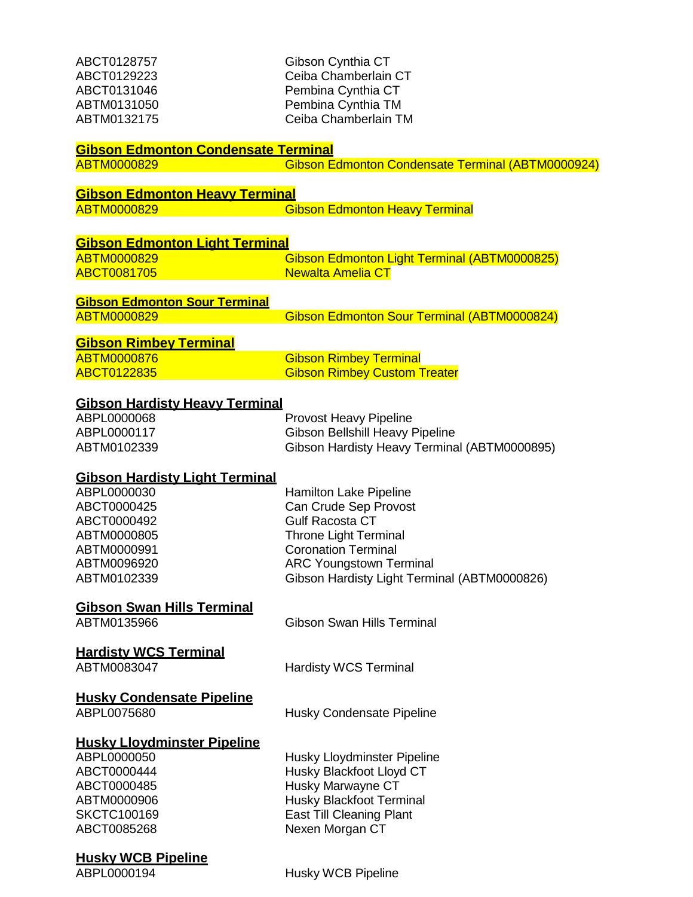| | |
|---|---|
| ABCT0128757 | Gibson Cynthia CT |
| ABCT0129223 | Ceiba Chamberlain CT |
| ABCT0131046 | Pembina Cynthia CT |
| ABTM0131050 | Pembina Cynthia TM |
| ABTM0132175 | Ceiba Chamberlain TM |

**Gibson Edmonton Condensate Terminal**

| | |
|---|---|
| ABTM0000829 | Gibson Edmonton Condensate Terminal (ABTM0000924) |

**Gibson Edmonton Heavy Terminal**

| | |
|---|---|
| ABTM0000829 | Gibson Edmonton Heavy Terminal |

**Gibson Edmonton Light Terminal**

| | |
|---|---|
| ABTM0000829 | Gibson Edmonton Light Terminal (ABTM0000825) |
| ABCT0081705 | Newalta Amelia CT |

**Gibson Edmonton Sour Terminal**

| | |
|---|---|
| ABTM0000829 | Gibson Edmonton Sour Terminal (ABTM0000824) |

**Gibson Rimbey Terminal**

| | |
|---|---|
| ABTM0000876 | Gibson Rimbey Terminal |
| ABCT0122835 | Gibson Rimbey Custom Treater |

**Gibson Hardisty Heavy Terminal**

| | |
|---|---|
| ABPL0000068 | Provost Heavy Pipeline |
| ABPL0000117 | Gibson Bellshill Heavy Pipeline |
| ABTM0102339 | Gibson Hardisty Heavy Terminal (ABTM0000895) |

**Gibson Hardisty Light Terminal**

| | |
|---|---|
| ABPL0000030 | Hamilton Lake Pipeline |
| ABCT0000425 | Can Crude Sep Provost |
| ABCT0000492 | Gulf Racosta CT |
| ABTM0000805 | Throne Light Terminal |
| ABTM0000991 | Coronation Terminal |
| ABTM0096920 | ARC Youngstown Terminal |
| ABTM0102339 | Gibson Hardisty Light Terminal (ABTM0000826) |

**Gibson Swan Hills Terminal**

| | |
|---|---|
| ABTM0135966 | Gibson Swan Hills Terminal |

**Hardisty WCS Terminal**

| | |
|---|---|
| ABTM0083047 | Hardisty WCS Terminal |

**Husky Condensate Pipeline**

| | |
|---|---|
| ABPL0075680 | Husky Condensate Pipeline |

**Husky Lloydminster Pipeline**

| | |
|---|---|
| ABPL0000050 | Husky Lloydminster Pipeline |
| ABCT0000444 | Husky Blackfoot Lloyd CT |
| ABCT0000485 | Husky Marwayne CT |
| ABTM0000906 | Husky Blackfoot Terminal |
| SKCTC100169 | East Till Cleaning Plant |
| ABCT0085268 | Nexen Morgan CT |

**Husky WCB Pipeline**

| | |
|---|---|
| ABPL0000194 | Husky WCB Pipeline |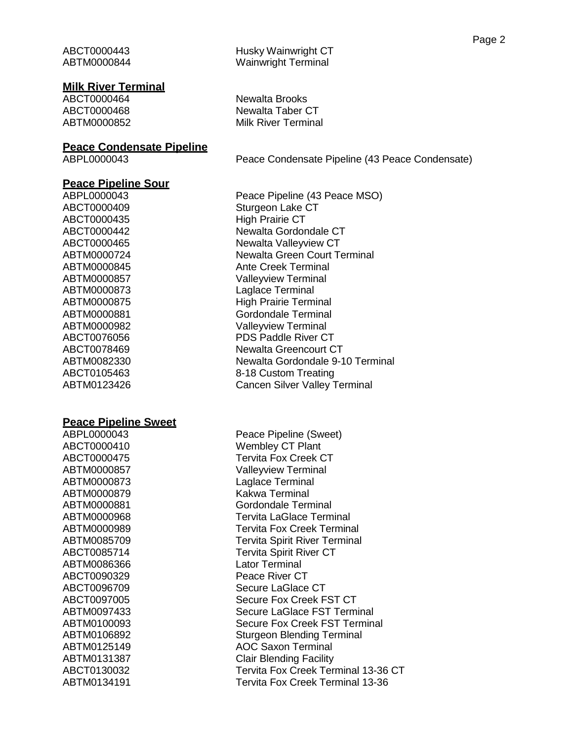ABCT0000443 Husky Wainwright CT
ABTM0000844 Wainwright Terminal

**Milk River Terminal**

ABCT0000464 Newalta Brooks
ABCT0000468 Newalta Taber CT
ABTM0000852 Milk River Terminal

**Peace Condensate Pipeline**

ABPL0000043 Peace Condensate Pipeline (43 Peace Condensate)

**Peace Pipeline Sour**

ABPL0000043 Peace Pipeline (43 Peace MSO)
ABCT0000409 Sturgeon Lake CT
ABCT0000435 High Prairie CT
ABCT0000442 Newalta Gordondale CT
ABCT0000465 Newalta Valleyview CT
ABTM0000724 Newalta Green Court Terminal
ABTM0000845 Ante Creek Terminal
ABTM0000857 Valleyview Terminal
ABTM0000873 Laglace Terminal
ABTM0000875 High Prairie Terminal
ABTM0000881 Gordondale Terminal
ABTM0000982 Valleyview Terminal
ABCT0076056 PDS Paddle River CT
ABCT0078469 Newalta Greencourt CT
ABTM0082330 Newalta Gordondale 9-10 Terminal
ABCT0105463 8-18 Custom Treating
ABTM0123426 Cancen Silver Valley Terminal

**Peace Pipeline Sweet**

ABPL0000043 Peace Pipeline (Sweet)
ABCT0000410 Wembley CT Plant
ABCT0000475 Tervita Fox Creek CT
ABTM0000857 Valleyview Terminal
ABTM0000873 Laglace Terminal
ABTM0000879 Kakwa Terminal
ABTM0000881 Gordondale Terminal
ABTM0000968 Tervita LaGlace Terminal
ABTM0000989 Tervita Fox Creek Terminal
ABTM0085709 Tervita Spirit River Terminal
ABCT0085714 Tervita Spirit River CT
ABTM0086366 Lator Terminal
ABCT0090329 Peace River CT
ABCT0096709 Secure LaGlace CT
ABCT0097005 Secure Fox Creek FST CT
ABTM0097433 Secure LaGlace FST Terminal
ABTM0100093 Secure Fox Creek FST Terminal
ABTM0106892 Sturgeon Blending Terminal
ABTM0125149 AOC Saxon Terminal
ABTM0131387 Clair Blending Facility
ABCT0130032 Tervita Fox Creek Terminal 13-36 CT
ABTM0134191 Tervita Fox Creek Terminal 13-36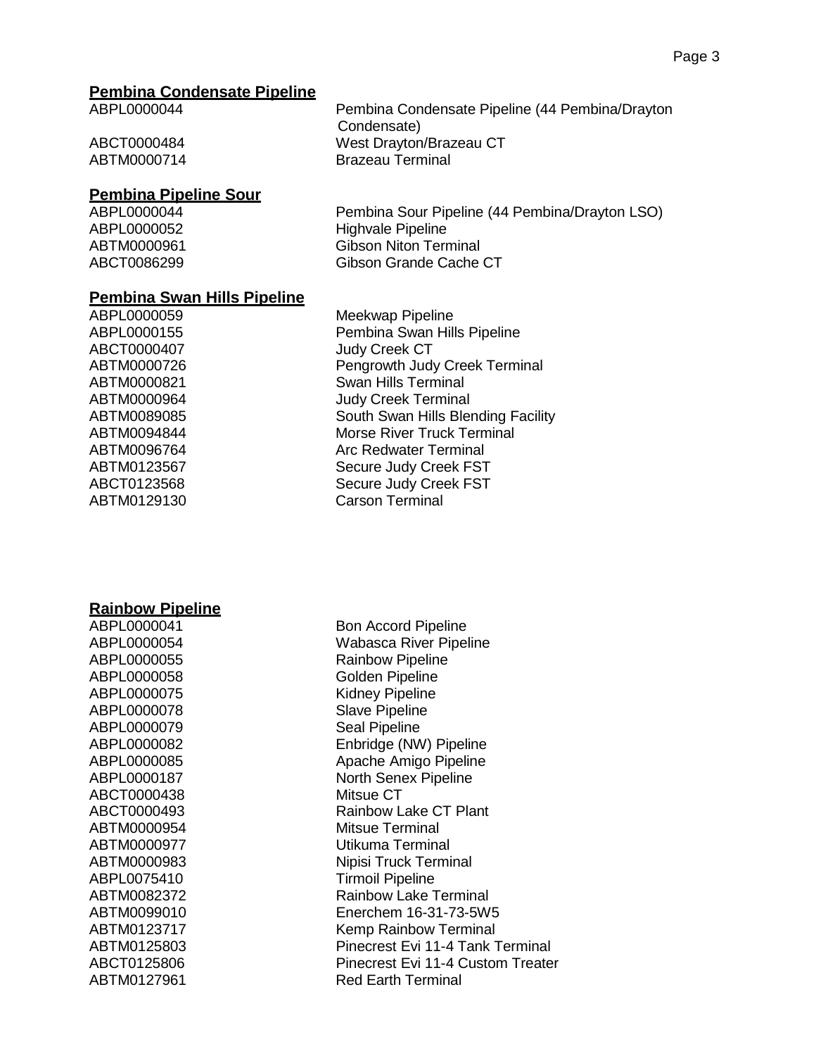## Pembina Condensate Pipeline

| | |
|---|---|
| ABPL0000044 | Pembina Condensate Pipeline (44 Pembina/Drayton Condensate) |
| ABCT0000484 | West Drayton/Brazeau CT |
| ABTM0000714 | Brazeau Terminal |

## Pembina Pipeline Sour

| | |
|---|---|
| ABPL0000044 | Pembina Sour Pipeline (44 Pembina/Drayton LSO) |
| ABPL0000052 | Highvale Pipeline |
| ABTM0000961 | Gibson Niton Terminal |
| ABCT0086299 | Gibson Grande Cache CT |

## Pembina Swan Hills Pipeline

| | |
|---|---|
| ABPL0000059 | Meekwap Pipeline |
| ABPL0000155 | Pembina Swan Hills Pipeline |
| ABCT0000407 | Judy Creek CT |
| ABTM0000726 | Pengrowth Judy Creek Terminal |
| ABTM0000821 | Swan Hills Terminal |
| ABTM0000964 | Judy Creek Terminal |
| ABTM0089085 | South Swan Hills Blending Facility |
| ABTM0094844 | Morse River Truck Terminal |
| ABTM0096764 | Arc Redwater Terminal |
| ABTM0123567 | Secure Judy Creek FST |
| ABCT0123568 | Secure Judy Creek FST |
| ABTM0129130 | Carson Terminal |

## Rainbow Pipeline

| | |
|---|---|
| ABPL0000041 | Bon Accord Pipeline |
| ABPL0000054 | Wabasca River Pipeline |
| ABPL0000055 | Rainbow Pipeline |
| ABPL0000058 | Golden Pipeline |
| ABPL0000075 | Kidney Pipeline |
| ABPL0000078 | Slave Pipeline |
| ABPL0000079 | Seal Pipeline |
| ABPL0000082 | Enbridge (NW) Pipeline |
| ABPL0000085 | Apache Amigo Pipeline |
| ABPL0000187 | North Senex Pipeline |
| ABCT0000438 | Mitsue CT |
| ABCT0000493 | Rainbow Lake CT Plant |
| ABTM0000954 | Mitsue Terminal |
| ABTM0000977 | Utikuma Terminal |
| ABTM0000983 | Nipisi Truck Terminal |
| ABPL0075410 | Tirmoil Pipeline |
| ABTM0082372 | Rainbow Lake Terminal |
| ABTM0099010 | Enerchem 16-31-73-5W5 |
| ABTM0123717 | Kemp Rainbow Terminal |
| ABTM0125803 | Pinecrest Evi 11-4 Tank Terminal |
| ABCT0125806 | Pinecrest Evi 11-4 Custom Treater |
| ABTM0127961 | Red Earth Terminal |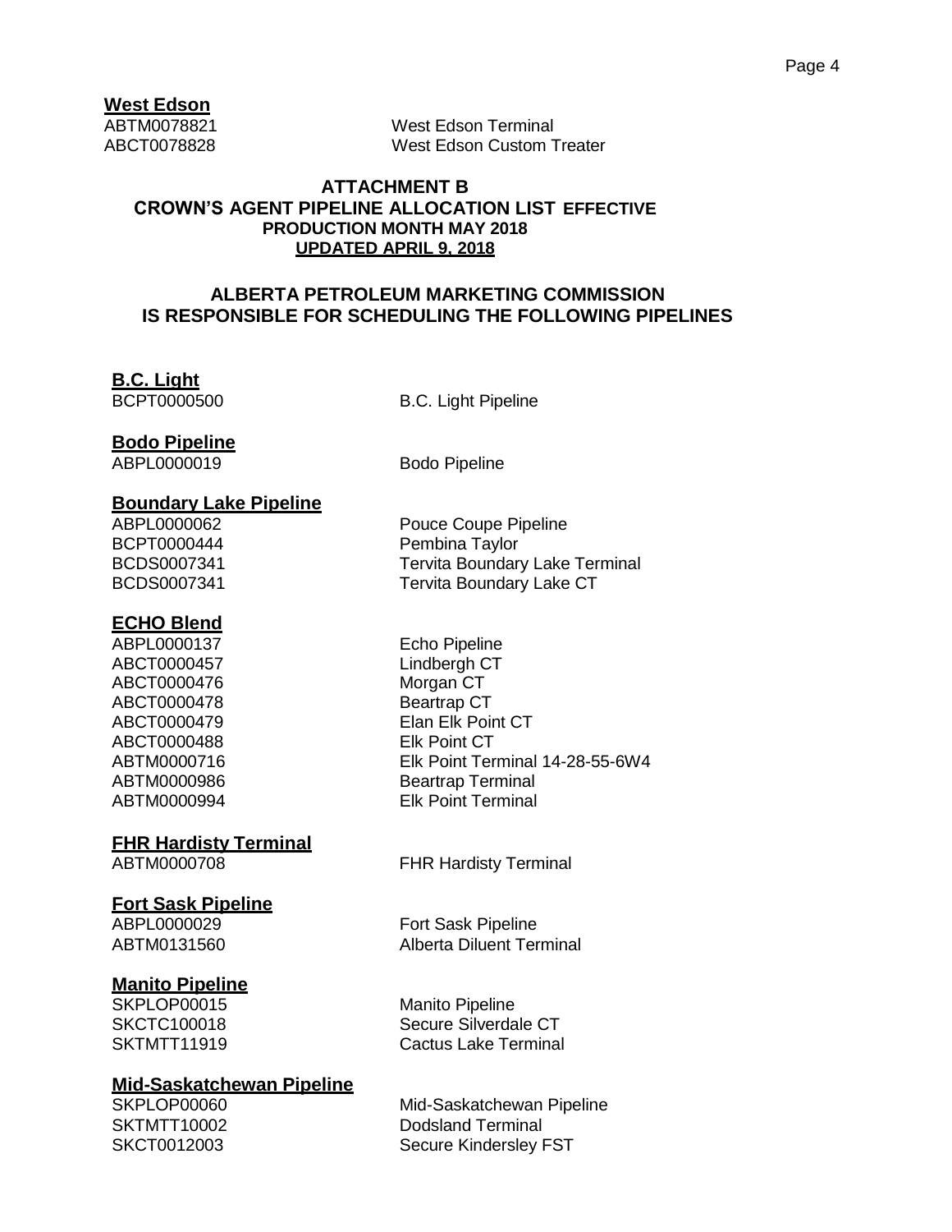**West Edson**

ABTM0078821 West Edson Terminal
ABCT0078828 West Edson Custom Treater

## ATTACHMENT B
## CROWN'S AGENT PIPELINE ALLOCATION LIST EFFECTIVE PRODUCTION MONTH MAY 2018
**UPDATED APRIL 9, 2018**

## ALBERTA PETROLEUM MARKETING COMMISSION IS RESPONSIBLE FOR SCHEDULING THE FOLLOWING PIPELINES

**B.C. Light**

BCPT0000500 B.C. Light Pipeline

**Bodo Pipeline**

ABPL0000019 Bodo Pipeline

**Boundary Lake Pipeline**

ABPL0000062 Pouce Coupe Pipeline
BCPT0000444 Pembina Taylor
BCDS0007341 Tervita Boundary Lake Terminal
BCDS0007341 Tervita Boundary Lake CT

**ECHO Blend**

ABPL0000137 Echo Pipeline
ABCT0000457 Lindbergh CT
ABCT0000476 Morgan CT
ABCT0000478 Beartrap CT
ABCT0000479 Elan Elk Point CT
ABCT0000488 Elk Point CT
ABTM0000716 Elk Point Terminal 14-28-55-6W4
ABTM0000986 Beartrap Terminal
ABTM0000994 Elk Point Terminal

**FHR Hardisty Terminal**

ABTM0000708 FHR Hardisty Terminal

**Fort Sask Pipeline**

ABPL0000029 Fort Sask Pipeline
ABTM0131560 Alberta Diluent Terminal

**Manito Pipeline**

SKPLOP00015 Manito Pipeline
SKCTC100018 Secure Silverdale CT
SKTMTT11919 Cactus Lake Terminal

**Mid-Saskatchewan Pipeline**

SKPLOP00060 Mid-Saskatchewan Pipeline
SKTMTT10002 Dodsland Terminal
SKCT0012003 Secure Kindersley FST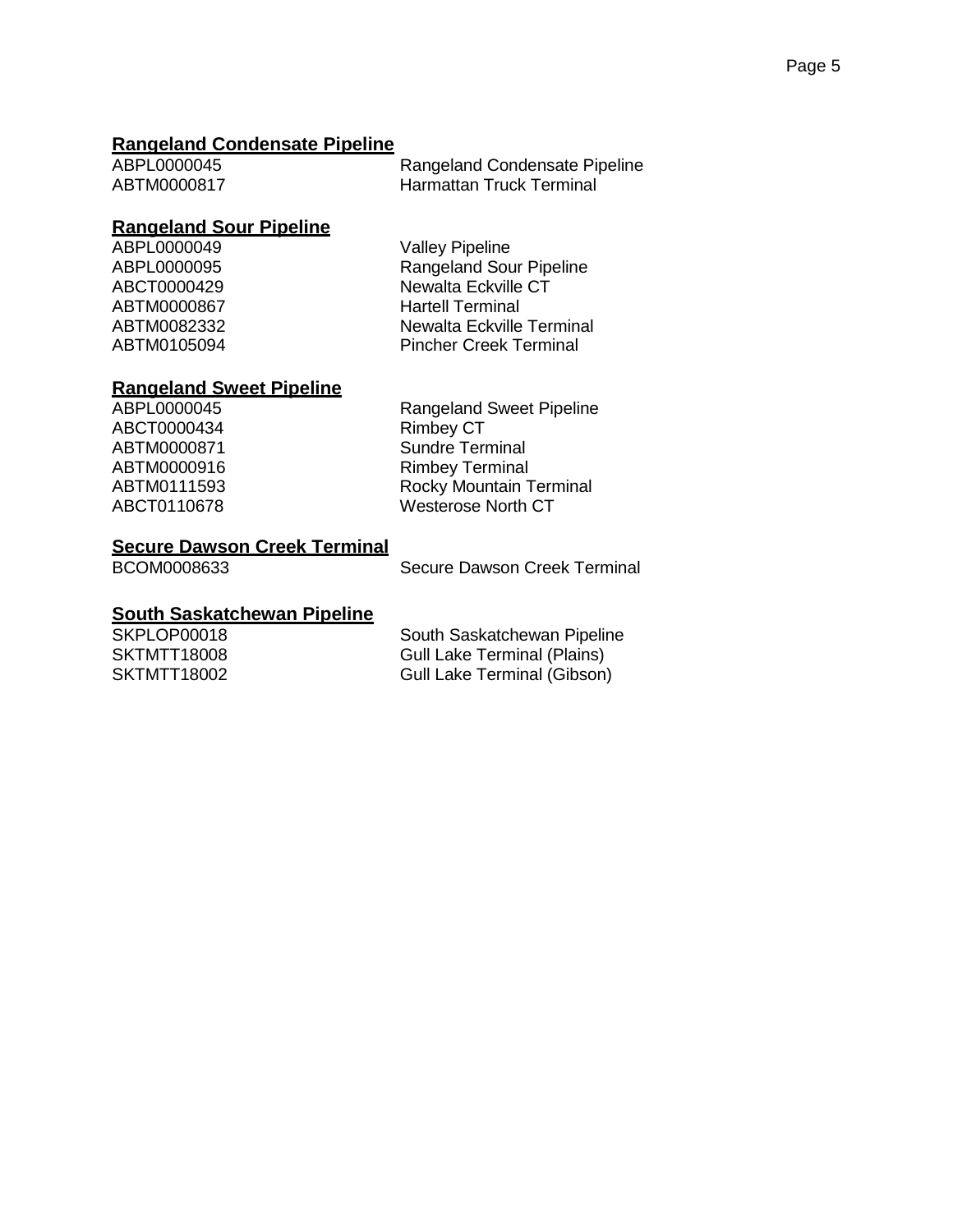**Rangeland Condensate Pipeline**

| | |
|---|---|
| ABPL0000045 | Rangeland Condensate Pipeline |
| ABTM0000817 | Harmattan Truck Terminal |

**Rangeland Sour Pipeline**

| | |
|---|---|
| ABPL0000049 | Valley Pipeline |
| ABPL0000095 | Rangeland Sour Pipeline |
| ABCT0000429 | Newalta Eckville CT |
| ABTM0000867 | Hartell Terminal |
| ABTM0082332 | Newalta Eckville Terminal |
| ABTM0105094 | Pincher Creek Terminal |

**Rangeland Sweet Pipeline**

| | |
|---|---|
| ABPL0000045 | Rangeland Sweet Pipeline |
| ABCT0000434 | Rimbey CT |
| ABTM0000871 | Sundre Terminal |
| ABTM0000916 | Rimbey Terminal |
| ABTM0111593 | Rocky Mountain Terminal |
| ABCT0110678 | Westerose North CT |

**Secure Dawson Creek Terminal**

| | |
|---|---|
| BCOM0008633 | Secure Dawson Creek Terminal |

**South Saskatchewan Pipeline**

| | |
|---|---|
| SKPLOP00018 | South Saskatchewan Pipeline |
| SKTMTT18008 | Gull Lake Terminal (Plains) |
| SKTMTT18002 | Gull Lake Terminal (Gibson) |